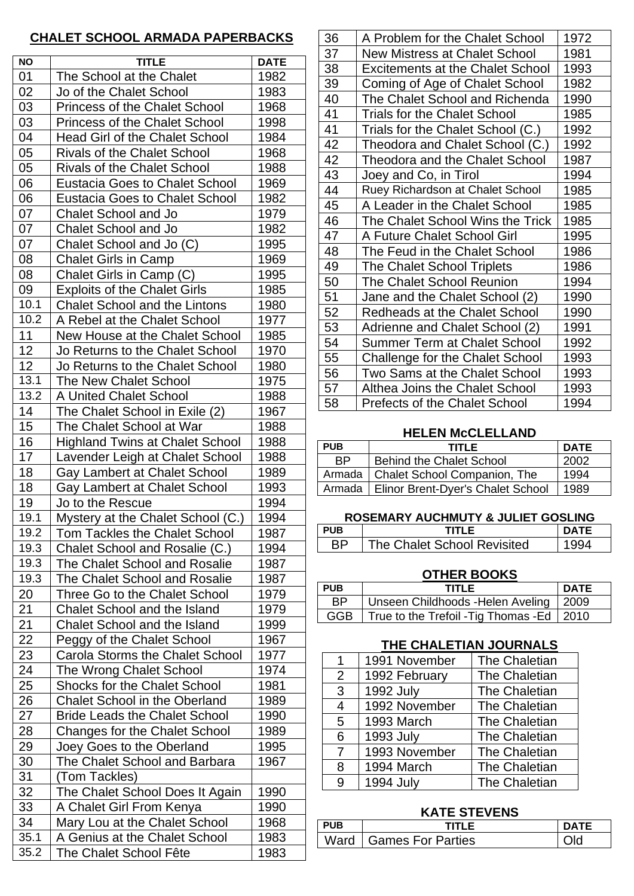## CHALET SCHOOL ARMADA PAPERBACKS

| NO | TITLE | DATE |
|---|---|---|
| 01 | The School at the Chalet | 1982 |
| 02 | Jo of the Chalet School | 1983 |
| 03 | Princess of the Chalet School | 1968 |
| 03 | Princess of the Chalet School | 1998 |
| 04 | Head Girl of the Chalet School | 1984 |
| 05 | Rivals of the Chalet School | 1968 |
| 05 | Rivals of the Chalet School | 1988 |
| 06 | Eustacia Goes to Chalet School | 1969 |
| 06 | Eustacia Goes to Chalet School | 1982 |
| 07 | Chalet School and Jo | 1979 |
| 07 | Chalet School and Jo | 1982 |
| 07 | Chalet School and Jo (C) | 1995 |
| 08 | Chalet Girls in Camp | 1969 |
| 08 | Chalet Girls in Camp (C) | 1995 |
| 09 | Exploits of the Chalet Girls | 1985 |
| 10.1 | Chalet School and the Lintons | 1980 |
| 10.2 | A Rebel at the Chalet School | 1977 |
| 11 | New House at the Chalet School | 1985 |
| 12 | Jo Returns to the Chalet School | 1970 |
| 12 | Jo Returns to the Chalet School | 1980 |
| 13.1 | The New Chalet School | 1975 |
| 13.2 | A United Chalet School | 1988 |
| 14 | The Chalet School in Exile (2) | 1967 |
| 15 | The Chalet School at War | 1988 |
| 16 | Highland Twins at Chalet School | 1988 |
| 17 | Lavender Leigh at Chalet School | 1988 |
| 18 | Gay Lambert at Chalet School | 1989 |
| 18 | Gay Lambert at Chalet School | 1993 |
| 19 | Jo to the Rescue | 1994 |
| 19.1 | Mystery at the Chalet School (C.) | 1994 |
| 19.2 | Tom Tackles the Chalet School | 1987 |
| 19.3 | Chalet School and Rosalie (C.) | 1994 |
| 19.3 | The Chalet School and Rosalie | 1987 |
| 19.3 | The Chalet School and Rosalie | 1987 |
| 20 | Three Go to the Chalet School | 1979 |
| 21 | Chalet School and the Island | 1979 |
| 21 | Chalet School and the Island | 1999 |
| 22 | Peggy of the Chalet School | 1967 |
| 23 | Carola Storms the Chalet School | 1977 |
| 24 | The Wrong Chalet School | 1974 |
| 25 | Shocks for the Chalet School | 1981 |
| 26 | Chalet School in the Oberland | 1989 |
| 27 | Bride Leads the Chalet School | 1990 |
| 28 | Changes for the Chalet School | 1989 |
| 29 | Joey Goes to the Oberland | 1995 |
| 30 | The Chalet School and Barbara | 1967 |
| 31 | (Tom Tackles) | |
| 32 | The Chalet School Does It Again | 1990 |
| 33 | A Chalet Girl From Kenya | 1990 |
| 34 | Mary Lou at the Chalet School | 1968 |
| 35.1 | A Genius at the Chalet School | 1983 |
| 35.2 | The Chalet School Fête | 1983 |
| 36 | A Problem for the Chalet School | 1972 |
| 37 | New Mistress at Chalet School | 1981 |
| 38 | Excitements at the Chalet School | 1993 |
| 39 | Coming of Age of Chalet School | 1982 |
| 40 | The Chalet School and Richenda | 1990 |
| 41 | Trials for the Chalet School | 1985 |
| 41 | Trials for the Chalet School (C.) | 1992 |
| 42 | Theodora and Chalet School (C.) | 1992 |
| 42 | Theodora and the Chalet School | 1987 |
| 43 | Joey and Co, in Tirol | 1994 |
| 44 | Ruey Richardson at Chalet School | 1985 |
| 45 | A Leader in the Chalet School | 1985 |
| 46 | The Chalet School Wins the Trick | 1985 |
| 47 | A Future Chalet School Girl | 1995 |
| 48 | The Feud in the Chalet School | 1986 |
| 49 | The Chalet School Triplets | 1986 |
| 50 | The Chalet School Reunion | 1994 |
| 51 | Jane and the Chalet School (2) | 1990 |
| 52 | Redheads at the Chalet School | 1990 |
| 53 | Adrienne and Chalet School (2) | 1991 |
| 54 | Summer Term at Chalet School | 1992 |
| 55 | Challenge for the Chalet School | 1993 |
| 56 | Two Sams at the Chalet School | 1993 |
| 57 | Althea Joins the Chalet School | 1993 |
| 58 | Prefects of the Chalet School | 1994 |

### HELEN McCLELLAND

| PUB | TITLE | DATE |
|---|---|---|
| BP | Behind the Chalet School | 2002 |
| Armada | Chalet School Companion, The | 1994 |
| Armada | Elinor Brent-Dyer's Chalet School | 1989 |

### ROSEMARY AUCHMUTY & JULIET GOSLING

| PUB | TITLE | DATE |
|---|---|---|
| BP | The Chalet School Revisited | 1994 |

### OTHER BOOKS

| PUB | TITLE | DATE |
|---|---|---|
| BP | Unseen Childhoods -Helen Aveling | 2009 |
| GGB | True to the Trefoil -Tig Thomas -Ed | 2010 |

### THE CHALETIAN JOURNALS

| | | |
|---|---|---|
| 1 | 1991 November | The Chaletian |
| 2 | 1992 February | The Chaletian |
| 3 | 1992 July | The Chaletian |
| 4 | 1992 November | The Chaletian |
| 5 | 1993 March | The Chaletian |
| 6 | 1993 July | The Chaletian |
| 7 | 1993 November | The Chaletian |
| 8 | 1994 March | The Chaletian |
| 9 | 1994 July | The Chaletian |

### KATE STEVENS

| PUB | TITLE | DATE |
|---|---|---|
| Ward | Games For Parties | Old |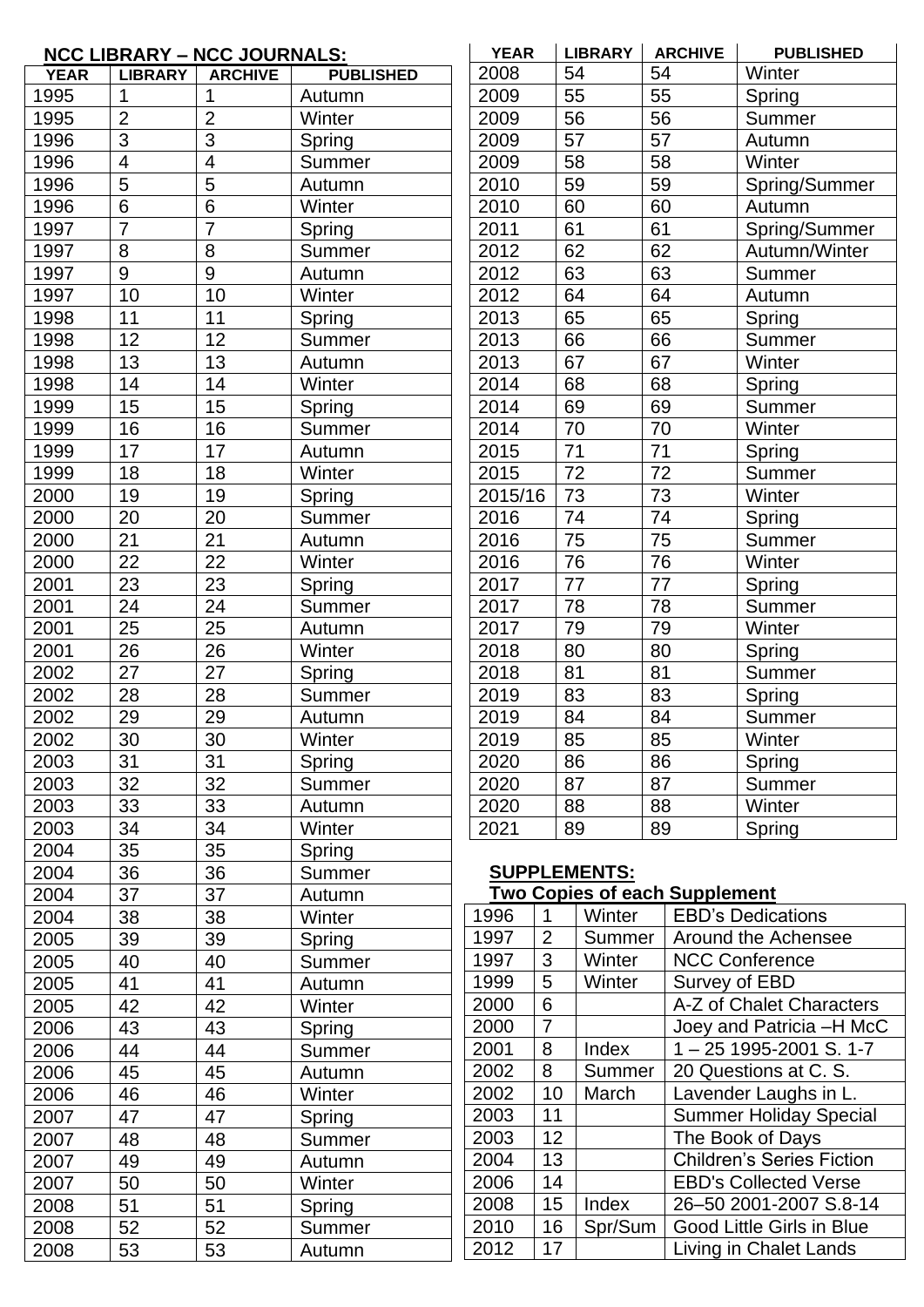**NCC LIBRARY – NCC JOURNALS:**

| YEAR | LIBRARY | ARCHIVE | PUBLISHED |
|---|---|---|---|
| 1995 | 1 | 1 | Autumn |
| 1995 | 2 | 2 | Winter |
| 1996 | 3 | 3 | Spring |
| 1996 | 4 | 4 | Summer |
| 1996 | 5 | 5 | Autumn |
| 1996 | 6 | 6 | Winter |
| 1997 | 7 | 7 | Spring |
| 1997 | 8 | 8 | Summer |
| 1997 | 9 | 9 | Autumn |
| 1997 | 10 | 10 | Winter |
| 1998 | 11 | 11 | Spring |
| 1998 | 12 | 12 | Summer |
| 1998 | 13 | 13 | Autumn |
| 1998 | 14 | 14 | Winter |
| 1999 | 15 | 15 | Spring |
| 1999 | 16 | 16 | Summer |
| 1999 | 17 | 17 | Autumn |
| 1999 | 18 | 18 | Winter |
| 2000 | 19 | 19 | Spring |
| 2000 | 20 | 20 | Summer |
| 2000 | 21 | 21 | Autumn |
| 2000 | 22 | 22 | Winter |
| 2001 | 23 | 23 | Spring |
| 2001 | 24 | 24 | Summer |
| 2001 | 25 | 25 | Autumn |
| 2001 | 26 | 26 | Winter |
| 2002 | 27 | 27 | Spring |
| 2002 | 28 | 28 | Summer |
| 2002 | 29 | 29 | Autumn |
| 2002 | 30 | 30 | Winter |
| 2003 | 31 | 31 | Spring |
| 2003 | 32 | 32 | Summer |
| 2003 | 33 | 33 | Autumn |
| 2003 | 34 | 34 | Winter |
| 2004 | 35 | 35 | Spring |
| 2004 | 36 | 36 | Summer |
| 2004 | 37 | 37 | Autumn |
| 2004 | 38 | 38 | Winter |
| 2005 | 39 | 39 | Spring |
| 2005 | 40 | 40 | Summer |
| 2005 | 41 | 41 | Autumn |
| 2005 | 42 | 42 | Winter |
| 2006 | 43 | 43 | Spring |
| 2006 | 44 | 44 | Summer |
| 2006 | 45 | 45 | Autumn |
| 2006 | 46 | 46 | Winter |
| 2007 | 47 | 47 | Spring |
| 2007 | 48 | 48 | Summer |
| 2007 | 49 | 49 | Autumn |
| 2007 | 50 | 50 | Winter |
| 2008 | 51 | 51 | Spring |
| 2008 | 52 | 52 | Summer |
| 2008 | 53 | 53 | Autumn |
| 2008 | 54 | 54 | Winter |
| 2009 | 55 | 55 | Spring |
| 2009 | 56 | 56 | Summer |
| 2009 | 57 | 57 | Autumn |
| 2009 | 58 | 58 | Winter |
| 2010 | 59 | 59 | Spring/Summer |
| 2010 | 60 | 60 | Autumn |
| 2011 | 61 | 61 | Spring/Summer |
| 2012 | 62 | 62 | Autumn/Winter |
| 2012 | 63 | 63 | Summer |
| 2012 | 64 | 64 | Autumn |
| 2013 | 65 | 65 | Spring |
| 2013 | 66 | 66 | Summer |
| 2013 | 67 | 67 | Winter |
| 2014 | 68 | 68 | Spring |
| 2014 | 69 | 69 | Summer |
| 2014 | 70 | 70 | Winter |
| 2015 | 71 | 71 | Spring |
| 2015 | 72 | 72 | Summer |
| 2015/16 | 73 | 73 | Winter |
| 2016 | 74 | 74 | Spring |
| 2016 | 75 | 75 | Summer |
| 2016 | 76 | 76 | Winter |
| 2017 | 77 | 77 | Spring |
| 2017 | 78 | 78 | Summer |
| 2017 | 79 | 79 | Winter |
| 2018 | 80 | 80 | Spring |
| 2018 | 81 | 81 | Summer |
| 2019 | 83 | 83 | Spring |
| 2019 | 84 | 84 | Summer |
| 2019 | 85 | 85 | Winter |
| 2020 | 86 | 86 | Spring |
| 2020 | 87 | 87 | Summer |
| 2020 | 88 | 88 | Winter |
| 2021 | 89 | 89 | Spring |

**SUPPLEMENTS:**
**Two Copies of each Supplement**

| | | | |
|---|---|---|---|
| 1996 | 1 | Winter | EBD's Dedications |
| 1997 | 2 | Summer | Around the Achensee |
| 1997 | 3 | Winter | NCC Conference |
| 1999 | 5 | Winter | Survey of EBD |
| 2000 | 6 | | A-Z of Chalet Characters |
| 2000 | 7 | | Joey and Patricia –H McC |
| 2001 | 8 | Index | 1 – 25 1995-2001 S. 1-7 |
| 2002 | 8 | Summer | 20 Questions at C. S. |
| 2002 | 10 | March | Lavender Laughs in L. |
| 2003 | 11 | | Summer Holiday Special |
| 2003 | 12 | | The Book of Days |
| 2004 | 13 | | Children's Series Fiction |
| 2006 | 14 | | EBD's Collected Verse |
| 2008 | 15 | Index | 26–50 2001-2007 S.8-14 |
| 2010 | 16 | Spr/Sum | Good Little Girls in Blue |
| 2012 | 17 | | Living in Chalet Lands |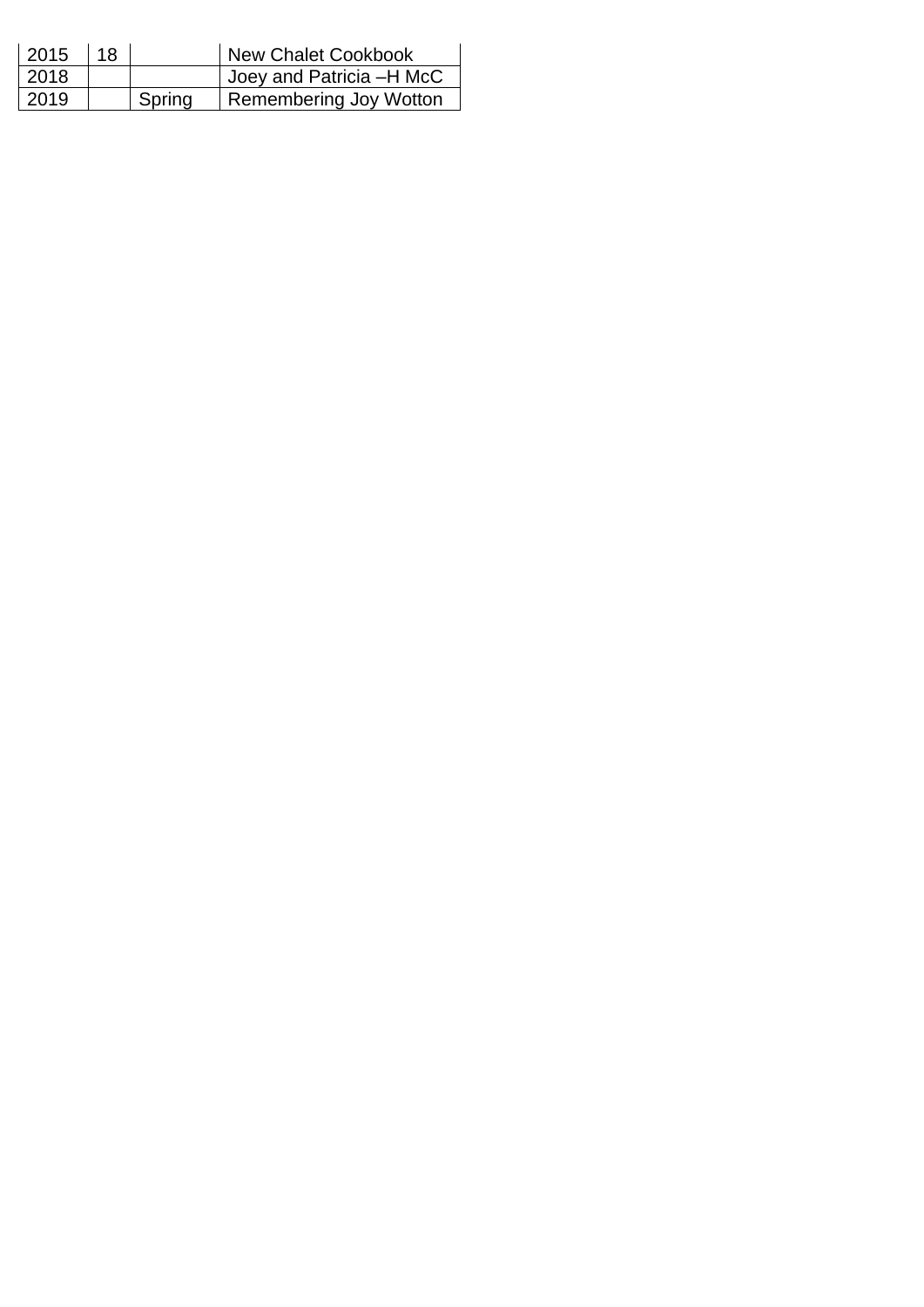| | | | |
|---|---|---|---|
| 2015 | 18 | | New Chalet Cookbook |
| 2018 | | | Joey and Patricia –H McC |
| 2019 | | Spring | Remembering Joy Wotton |